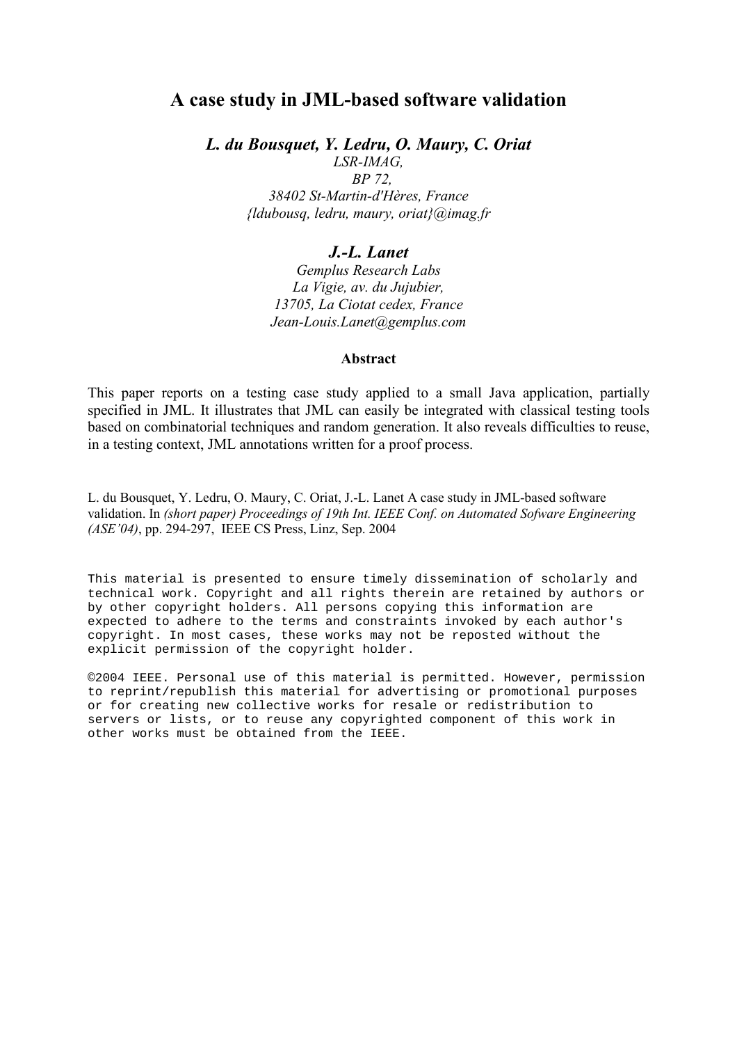# A case study in JML-based software validation

***L. du Bousquet, Y. Ledru, O. Maury, C. Oriat***

*LSR-IMAG,*
*BP 72,*
*38402 St-Martin-d'Hères, France*
*{ldubousq, ledru, maury, oriat}@imag.fr*

***J.-L. Lanet***

*Gemplus Research Labs*
*La Vigie, av. du Jujubier,*
*13705, La Ciotat cedex, France*
*Jean-Louis.Lanet@gemplus.com*

#### Abstract

This paper reports on a testing case study applied to a small Java application, partially specified in JML. It illustrates that JML can easily be integrated with classical testing tools based on combinatorial techniques and random generation. It also reveals difficulties to reuse, in a testing context, JML annotations written for a proof process.

L. du Bousquet, Y. Ledru, O. Maury, C. Oriat, J.-L. Lanet A case study in JML-based software validation. In *(short paper) Proceedings of 19th Int. IEEE Conf. on Automated Sofware Engineering (ASE'04)*, pp. 294-297, IEEE CS Press, Linz, Sep. 2004

```
This material is presented to ensure timely dissemination of scholarly and
technical work. Copyright and all rights therein are retained by authors or
by other copyright holders. All persons copying this information are
expected to adhere to the terms and constraints invoked by each author's
copyright. In most cases, these works may not be reposted without the
explicit permission of the copyright holder.

©2004 IEEE. Personal use of this material is permitted. However, permission
to reprint/republish this material for advertising or promotional purposes
or for creating new collective works for resale or redistribution to
servers or lists, or to reuse any copyrighted component of this work in
other works must be obtained from the IEEE.
```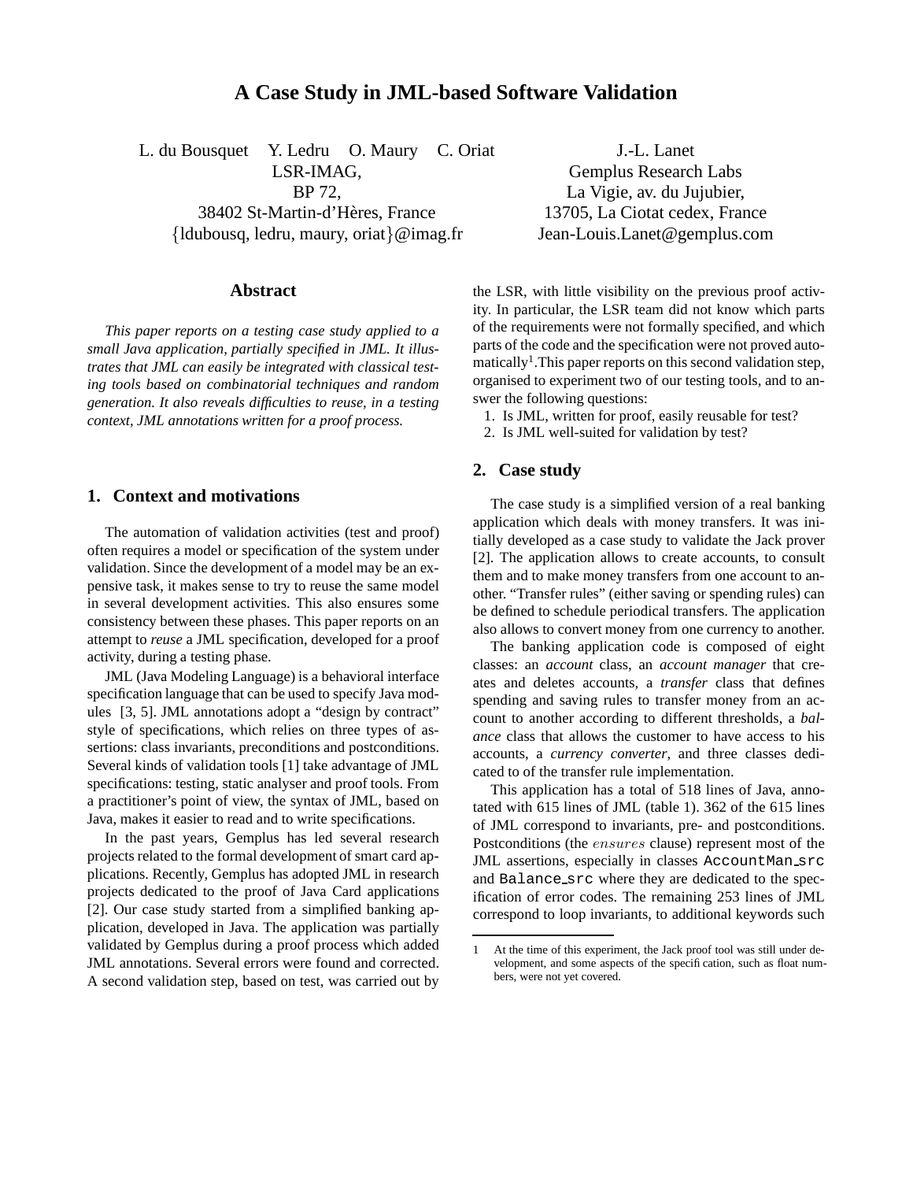# A Case Study in JML-based Software Validation

L. du Bousquet Y. Ledru O. Maury C. Oriat
LSR-IMAG,
BP 72,
38402 St-Martin-d'Hères, France
{ldubousq, ledru, maury, oriat}@imag.fr

J.-L. Lanet
Gemplus Research Labs
La Vigie, av. du Jujubier,
13705, La Ciotat cedex, France
Jean-Louis.Lanet@gemplus.com

## Abstract

*This paper reports on a testing case study applied to a small Java application, partially specified in JML. It illustrates that JML can easily be integrated with classical testing tools based on combinatorial techniques and random generation. It also reveals difficulties to reuse, in a testing context, JML annotations written for a proof process.*

## 1. Context and motivations

The automation of validation activities (test and proof) often requires a model or specification of the system under validation. Since the development of a model may be an expensive task, it makes sense to try to reuse the same model in several development activities. This also ensures some consistency between these phases. This paper reports on an attempt to *reuse* a JML specification, developed for a proof activity, during a testing phase.

JML (Java Modeling Language) is a behavioral interface specification language that can be used to specify Java modules [3, 5]. JML annotations adopt a "design by contract" style of specifications, which relies on three types of assertions: class invariants, preconditions and postconditions. Several kinds of validation tools [1] take advantage of JML specifications: testing, static analyser and proof tools. From a practitioner's point of view, the syntax of JML, based on Java, makes it easier to read and to write specifications.

In the past years, Gemplus has led several research projects related to the formal development of smart card applications. Recently, Gemplus has adopted JML in research projects dedicated to the proof of Java Card applications [2]. Our case study started from a simplified banking application, developed in Java. The application was partially validated by Gemplus during a proof process which added JML annotations. Several errors were found and corrected. A second validation step, based on test, was carried out by the LSR, with little visibility on the previous proof activity. In particular, the LSR team did not know which parts of the requirements were not formally specified, and which parts of the code and the specification were not proved automatically[1]. This paper reports on this second validation step, organised to experiment two of our testing tools, and to answer the following questions:

1. Is JML, written for proof, easily reusable for test?
2. Is JML well-suited for validation by test?

## 2. Case study

The case study is a simplified version of a real banking application which deals with money transfers. It was initially developed as a case study to validate the Jack prover [2]. The application allows to create accounts, to consult them and to make money transfers from one account to another. "Transfer rules" (either saving or spending rules) can be defined to schedule periodical transfers. The application also allows to convert money from one currency to another.

The banking application code is composed of eight classes: an *account* class, an *account manager* that creates and deletes accounts, a *transfer* class that defines spending and saving rules to transfer money from an account to another according to different thresholds, a *balance* class that allows the customer to have access to his accounts, a *currency converter*, and three classes dedicated to of the transfer rule implementation.

This application has a total of 518 lines of Java, annotated with 615 lines of JML (table 1). 362 of the 615 lines of JML correspond to invariants, pre- and postconditions. Postconditions (the *ensures* clause) represent most of the JML assertions, especially in classes `AccountMan_src` and `Balance_src` where they are dedicated to the specification of error codes. The remaining 253 lines of JML correspond to loop invariants, to additional keywords such

[1] At the time of this experiment, the Jack proof tool was still under development, and some aspects of the specification, such as float numbers, were not yet covered.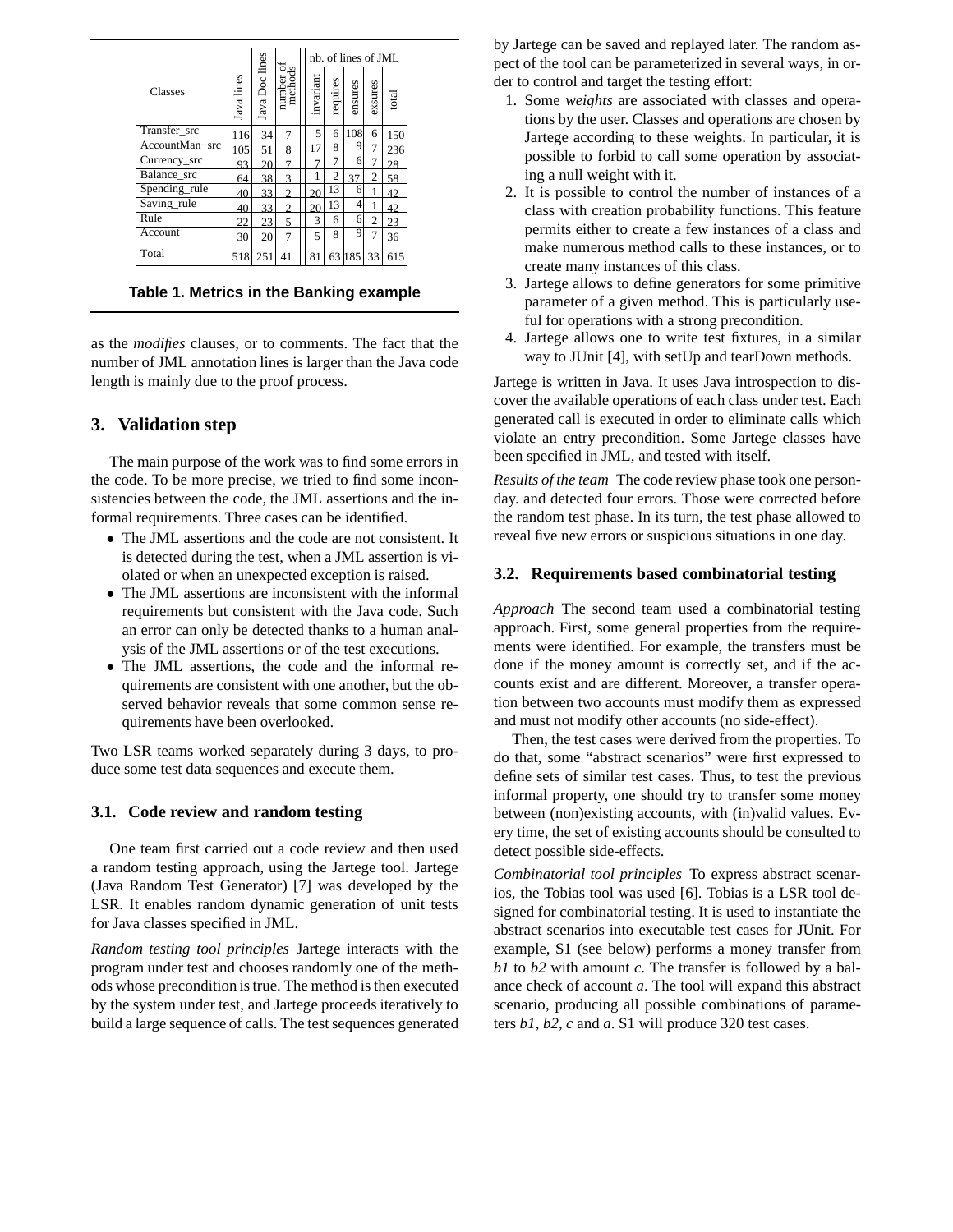| Classes | Java lines | Java Doc lines | number of methods | nb. of lines of JML | | | | |
|---|---|---|---|---|---|---|---|---|
| | | | | invariant | requires | ensures | exsures | total |
| Transfer_src | 116 | 34 | 7 | 5 | 6 | 108 | 6 | 150 |
| AccountMan−src | 105 | 51 | 8 | 17 | 8 | 9 | 7 | 236 |
| Currency_src | 93 | 20 | 7 | 7 | 7 | 6 | 7 | 28 |
| Balance_src | 64 | 38 | 3 | 1 | 2 | 37 | 2 | 58 |
| Spending_rule | 40 | 33 | 2 | 20 | 13 | 6 | 1 | 42 |
| Saving_rule | 40 | 33 | 2 | 20 | 13 | 4 | 1 | 42 |
| Rule | 22 | 23 | 5 | 3 | 6 | 6 | 2 | 23 |
| Account | 30 | 20 | 7 | 5 | 8 | 9 | 7 | 36 |
| Total | 518 | 251 | 41 | 81 | 63 | 185 | 33 | 615 |

**Table 1. Metrics in the Banking example**

as the *modifies* clauses, or to comments. The fact that the number of JML annotation lines is larger than the Java code length is mainly due to the proof process.

## 3. Validation step

The main purpose of the work was to find some errors in the code. To be more precise, we tried to find some inconsistencies between the code, the JML assertions and the informal requirements. Three cases can be identified.

- The JML assertions and the code are not consistent. It is detected during the test, when a JML assertion is violated or when an unexpected exception is raised.
- The JML assertions are inconsistent with the informal requirements but consistent with the Java code. Such an error can only be detected thanks to a human analysis of the JML assertions or of the test executions.
- The JML assertions, the code and the informal requirements are consistent with one another, but the observed behavior reveals that some common sense requirements have been overlooked.

Two LSR teams worked separately during 3 days, to produce some test data sequences and execute them.

### 3.1. Code review and random testing

One team first carried out a code review and then used a random testing approach, using the Jartege tool. Jartege (Java Random Test Generator) [7] was developed by the LSR. It enables random dynamic generation of unit tests for Java classes specified in JML.

*Random testing tool principles* Jartege interacts with the program under test and chooses randomly one of the methods whose precondition is true. The method is then executed by the system under test, and Jartege proceeds iteratively to build a large sequence of calls. The test sequences generated by Jartege can be saved and replayed later. The random aspect of the tool can be parameterized in several ways, in order to control and target the testing effort:

1. Some *weights* are associated with classes and operations by the user. Classes and operations are chosen by Jartege according to these weights. In particular, it is possible to forbid to call some operation by associating a null weight with it.
2. It is possible to control the number of instances of a class with creation probability functions. This feature permits either to create a few instances of a class and make numerous method calls to these instances, or to create many instances of this class.
3. Jartege allows to define generators for some primitive parameter of a given method. This is particularly useful for operations with a strong precondition.
4. Jartege allows one to write test fixtures, in a similar way to JUnit [4], with setUp and tearDown methods.

Jartege is written in Java. It uses Java introspection to discover the available operations of each class under test. Each generated call is executed in order to eliminate calls which violate an entry precondition. Some Jartege classes have been specified in JML, and tested with itself.

*Results of the team* The code review phase took one person-day. and detected four errors. Those were corrected before the random test phase. In its turn, the test phase allowed to reveal five new errors or suspicious situations in one day.

### 3.2. Requirements based combinatorial testing

*Approach* The second team used a combinatorial testing approach. First, some general properties from the requirements were identified. For example, the transfers must be done if the money amount is correctly set, and if the accounts exist and are different. Moreover, a transfer operation between two accounts must modify them as expressed and must not modify other accounts (no side-effect).

Then, the test cases were derived from the properties. To do that, some "abstract scenarios" were first expressed to define sets of similar test cases. Thus, to test the previous informal property, one should try to transfer some money between (non)existing accounts, with (in)valid values. Every time, the set of existing accounts should be consulted to detect possible side-effects.

*Combinatorial tool principles* To express abstract scenarios, the Tobias tool was used [6]. Tobias is a LSR tool designed for combinatorial testing. It is used to instantiate the abstract scenarios into executable test cases for JUnit. For example, S1 (see below) performs a money transfer from *b1* to *b2* with amount *c*. The transfer is followed by a balance check of account *a*. The tool will expand this abstract scenario, producing all possible combinations of parameters *b1*, *b2*, *c* and *a*. S1 will produce 320 test cases.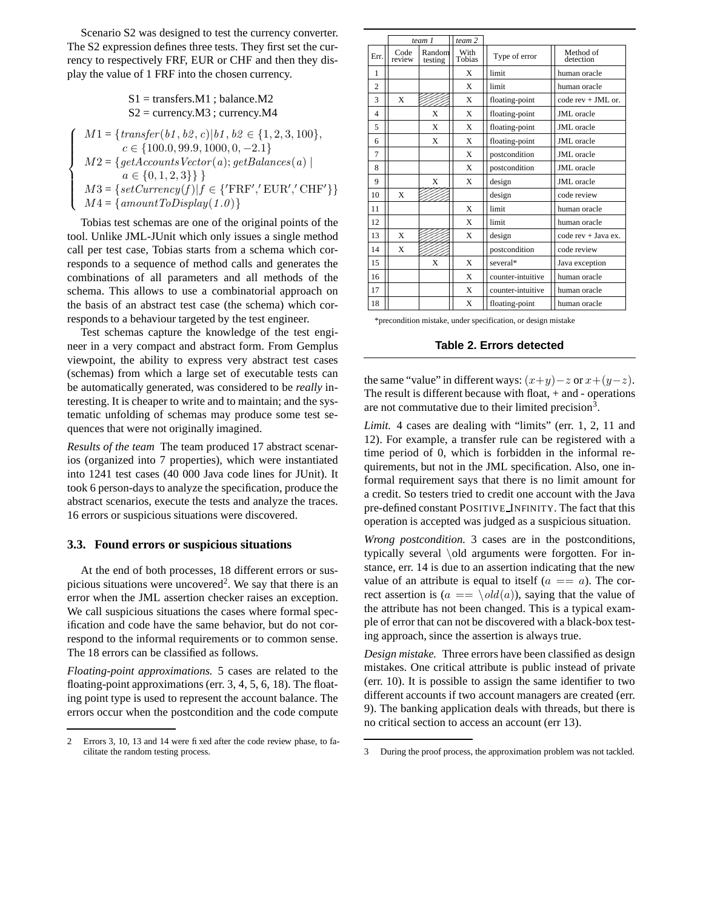Scenario S2 was designed to test the currency converter. The S2 expression defines three tests. They first set the currency to respectively FRF, EUR or CHF and then they display the value of 1 FRF into the chosen currency.

S1 = transfers.M1 ; balance.M2
S2 = currency.M3 ; currency.M4

$$\begin{cases} M1 = \{transfer(b1, b2, c) | b1, b2 \in \{1, 2, 3, 100\}, \\ \quad c \in \{100.0, 99.9, 1000, 0, -2.1\} \\ M2 = \{getAccountsVector(a); getBalances(a) \mid \\ \quad a \in \{0, 1, 2, 3\}\}\ \} \\ M3 = \{setCurrency(f) | f \in \{'\mathrm{FRF}', '\mathrm{EUR}', '\mathrm{CHF}'\}\} \\ M4 = \{amountToDisplay(1.0)\} \end{cases}$$

Tobias test schemas are one of the original points of the tool. Unlike JML-JUnit which only issues a single method call per test case, Tobias starts from a schema which corresponds to a sequence of method calls and generates the combinations of all parameters and all methods of the schema. This allows to use a combinatorial approach on the basis of an abstract test case (the schema) which corresponds to a behaviour targeted by the test engineer.

Test schemas capture the knowledge of the test engineer in a very compact and abstract form. From Gemplus viewpoint, the ability to express very abstract test cases (schemas) from which a large set of executable tests can be automatically generated, was considered to be *really* interesting. It is cheaper to write and to maintain; and the systematic unfolding of schemas may produce some test sequences that were not originally imagined.

*Results of the team* The team produced 17 abstract scenarios (organized into 7 properties), which were instantiated into 1241 test cases (40 000 Java code lines for JUnit). It took 6 person-days to analyze the specification, produce the abstract scenarios, execute the tests and analyze the traces. 16 errors or suspicious situations were discovered.

### 3.3. Found errors or suspicious situations

At the end of both processes, 18 different errors or suspicious situations were uncovered[2]. We say that there is an error when the JML assertion checker raises an exception. We call suspicious situations the cases where formal specification and code have the same behavior, but do not correspond to the informal requirements or to common sense. The 18 errors can be classified as follows.

*Floating-point approximations.* 5 cases are related to the floating-point approximations (err. 3, 4, 5, 6, 18). The floating point type is used to represent the account balance. The errors occur when the postcondition and the code compute the same "value" in different ways: $(x+y)-z$ or $x+(y-z)$. The result is different because with float, + and - operations are not commutative due to their limited precision[3].

| | team 1 | | team 2 | | |
|---|---|---|---|---|---|
| Err. | Code review | Random testing | With Tobias | Type of error | Method of detection |
| 1 | | | X | limit | human oracle |
| 2 | | | X | limit | human oracle |
| 3 | X | ////// | X | floating-point | code rev + JML or. |
| 4 | | X | X | floating-point | JML oracle |
| 5 | | X | X | floating-point | JML oracle |
| 6 | | X | X | floating-point | JML oracle |
| 7 | | | X | postcondition | JML oracle |
| 8 | | | X | postcondition | JML oracle |
| 9 | | X | X | design | JML oracle |
| 10 | X | ////// | | design | code review |
| 11 | | | X | limit | human oracle |
| 12 | | | X | limit | human oracle |
| 13 | X | ////// | X | design | code rev + Java ex. |
| 14 | X | ////// | | postcondition | code review |
| 15 | | X | X | several* | Java exception |
| 16 | | | X | counter-intuitive | human oracle |
| 17 | | | X | counter-intuitive | human oracle |
| 18 | | | X | floating-point | human oracle |

*precondition mistake, under specification, or design mistake

**Table 2. Errors detected**

*Limit.* 4 cases are dealing with "limits" (err. 1, 2, 11 and 12). For example, a transfer rule can be registered with a time period of 0, which is forbidden in the informal requirements, but not in the JML specification. Also, one informal requirement says that there is no limit amount for a credit. So testers tried to credit one account with the Java pre-defined constant POSITIVE_INFINITY. The fact that this operation is accepted was judged as a suspicious situation.

*Wrong postcondition.* 3 cases are in the postconditions, typically several \old arguments were forgotten. For instance, err. 14 is due to an assertion indicating that the new value of an attribute is equal to itself ($a == a$). The correct assertion is ($a == \backslash old(a)$), saying that the value of the attribute has not been changed. This is a typical example of error that can not be discovered with a black-box testing approach, since the assertion is always true.

*Design mistake.* Three errors have been classified as design mistakes. One critical attribute is public instead of private (err. 10). It is possible to assign the same identifier to two different accounts if two account managers are created (err. 9). The banking application deals with threads, but there is no critical section to access an account (err 13).

2 Errors 3, 10, 13 and 14 were fixed after the code review phase, to facilitate the random testing process.

3 During the proof process, the approximation problem was not tackled.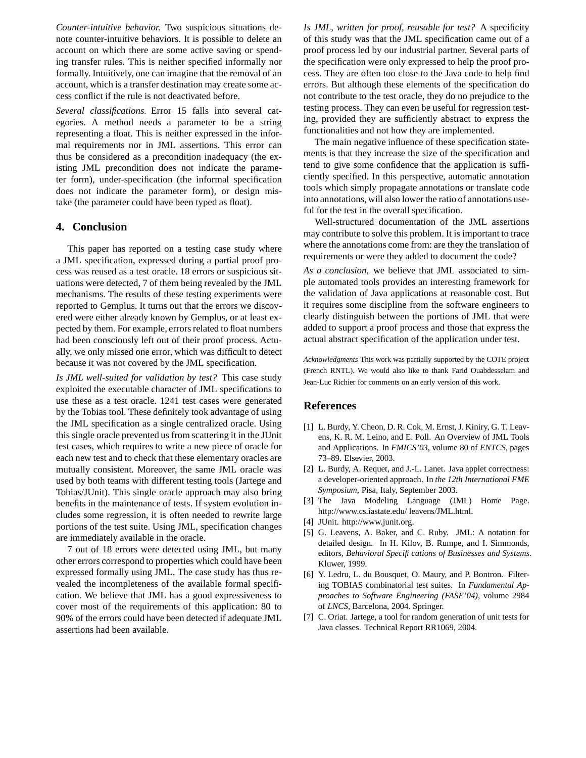*Counter-intuitive behavior.* Two suspicious situations denote counter-intuitive behaviors. It is possible to delete an account on which there are some active saving or spending transfer rules. This is neither specified informally nor formally. Intuitively, one can imagine that the removal of an account, which is a transfer destination may create some access conflict if the rule is not deactivated before.

*Several classifications.* Error 15 falls into several categories. A method needs a parameter to be a string representing a float. This is neither expressed in the informal requirements nor in JML assertions. This error can thus be considered as a precondition inadequacy (the existing JML precondition does not indicate the parameter form), under-specification (the informal specification does not indicate the parameter form), or design mistake (the parameter could have been typed as float).

## 4. Conclusion

This paper has reported on a testing case study where a JML specification, expressed during a partial proof process was reused as a test oracle. 18 errors or suspicious situations were detected, 7 of them being revealed by the JML mechanisms. The results of these testing experiments were reported to Gemplus. It turns out that the errors we discovered were either already known by Gemplus, or at least expected by them. For example, errors related to float numbers had been consciously left out of their proof process. Actually, we only missed one error, which was difficult to detect because it was not covered by the JML specification.

*Is JML well-suited for validation by test?* This case study exploited the executable character of JML specifications to use these as a test oracle. 1241 test cases were generated by the Tobias tool. These definitely took advantage of using the JML specification as a single centralized oracle. Using this single oracle prevented us from scattering it in the JUnit test cases, which requires to write a new piece of oracle for each new test and to check that these elementary oracles are mutually consistent. Moreover, the same JML oracle was used by both teams with different testing tools (Jartege and Tobias/JUnit). This single oracle approach may also bring benefits in the maintenance of tests. If system evolution includes some regression, it is often needed to rewrite large portions of the test suite. Using JML, specification changes are immediately available in the oracle.

7 out of 18 errors were detected using JML, but many other errors correspond to properties which could have been expressed formally using JML. The case study has thus revealed the incompleteness of the available formal specification. We believe that JML has a good expressiveness to cover most of the requirements of this application: 80 to 90% of the errors could have been detected if adequate JML assertions had been available.

*Is JML, written for proof, reusable for test?* A specificity of this study was that the JML specification came out of a proof process led by our industrial partner. Several parts of the specification were only expressed to help the proof process. They are often too close to the Java code to help find errors. But although these elements of the specification do not contribute to the test oracle, they do no prejudice to the testing process. They can even be useful for regression testing, provided they are sufficiently abstract to express the functionalities and not how they are implemented.

The main negative influence of these specification statements is that they increase the size of the specification and tend to give some confidence that the application is sufficiently specified. In this perspective, automatic annotation tools which simply propagate annotations or translate code into annotations, will also lower the ratio of annotations useful for the test in the overall specification.

Well-structured documentation of the JML assertions may contribute to solve this problem. It is important to trace where the annotations come from: are they the translation of requirements or were they added to document the code?

*As a conclusion,* we believe that JML associated to simple automated tools provides an interesting framework for the validation of Java applications at reasonable cost. But it requires some discipline from the software engineers to clearly distinguish between the portions of JML that were added to support a proof process and those that express the actual abstract specification of the application under test.

*Acknowledgments* This work was partially supported by the COTE project (French RNTL). We would also like to thank Farid Ouabdesselam and Jean-Luc Richier for comments on an early version of this work.

## References

[1] L. Burdy, Y. Cheon, D. R. Cok, M. Ernst, J. Kiniry, G. T. Leavens, K. R. M. Leino, and E. Poll. An Overview of JML Tools and Applications. In *FMICS'03*, volume 80 of *ENTCS*, pages 73–89. Elsevier, 2003.

[2] L. Burdy, A. Requet, and J.-L. Lanet. Java applet correctness: a developer-oriented approach. In *the 12th International FME Symposium*, Pisa, Italy, September 2003.

[3] The Java Modeling Language (JML) Home Page. http://www.cs.iastate.edu/ leavens/JML.html.

[4] JUnit. http://www.junit.org.

[5] G. Leavens, A. Baker, and C. Ruby. JML: A notation for detailed design. In H. Kilov, B. Rumpe, and I. Simmonds, editors, *Behavioral Specifications of Businesses and Systems*. Kluwer, 1999.

[6] Y. Ledru, L. du Bousquet, O. Maury, and P. Bontron. Filtering TOBIAS combinatorial test suites. In *Fundamental Approaches to Software Engineering (FASE'04)*, volume 2984 of *LNCS*, Barcelona, 2004. Springer.

[7] C. Oriat. Jartege, a tool for random generation of unit tests for Java classes. Technical Report RR1069, 2004.